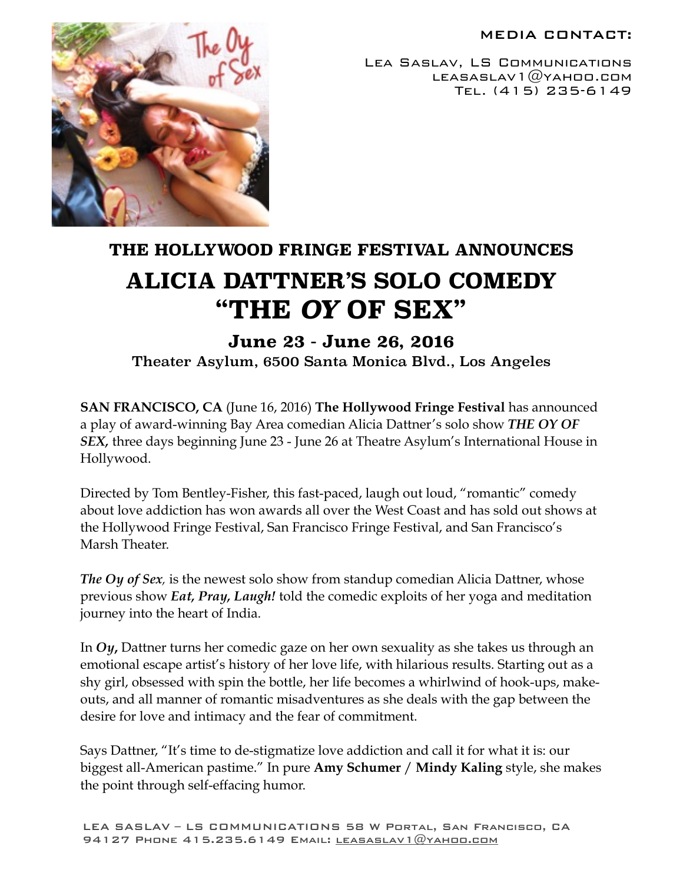MEDIA CONTACT:

Lea Saslav, LS Communications
leasaslav1@yahoo.com
Tel. (415) 235-6149

## THE HOLLYWOOD FRINGE FESTIVAL ANNOUNCES

# ALICIA DATTNER'S SOLO COMEDY "THE *OY* OF SEX"

### June 23 - June 26, 2016

**Theater Asylum, 6500 Santa Monica Blvd., Los Angeles**

**SAN FRANCISCO, CA** (June 16, 2016) **The Hollywood Fringe Festival** has announced a play of award-winning Bay Area comedian Alicia Dattner's solo show ***THE OY OF SEX,*** three days beginning June 23 - June 26 at Theatre Asylum's International House in Hollywood.

Directed by Tom Bentley-Fisher, this fast-paced, laugh out loud, "romantic" comedy about love addiction has won awards all over the West Coast and has sold out shows at the Hollywood Fringe Festival, San Francisco Fringe Festival, and San Francisco's Marsh Theater.

***The Oy of Sex**,* is the newest solo show from standup comedian Alicia Dattner, whose previous show ***Eat, Pray, Laugh!*** told the comedic exploits of her yoga and meditation journey into the heart of India.

In ***Oy*****,** Dattner turns her comedic gaze on her own sexuality as she takes us through an emotional escape artist's history of her love life, with hilarious results. Starting out as a shy girl, obsessed with spin the bottle, her life becomes a whirlwind of hook-ups, make-outs, and all manner of romantic misadventures as she deals with the gap between the desire for love and intimacy and the fear of commitment.

Says Dattner, "It's time to de-stigmatize love addiction and call it for what it is: our biggest all-American pastime." In pure **Amy Schumer** / **Mindy Kaling** style, she makes the point through self-effacing humor.

LEA SASLAV – LS COMMUNICATIONS 58 W Portal, San Francisco, CA 94127 Phone 415.235.6149 Email: leasaslav1@yahoo.com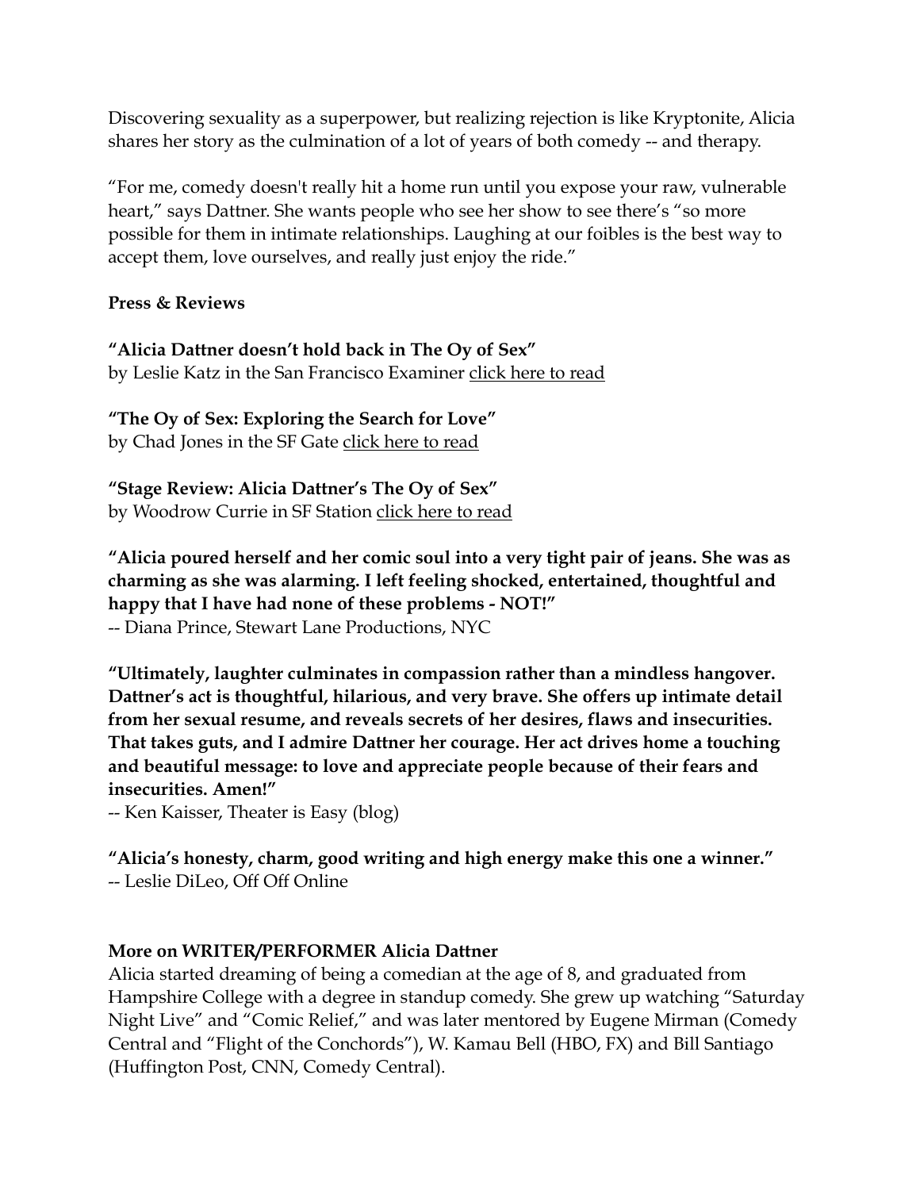Discovering sexuality as a superpower, but realizing rejection is like Kryptonite, Alicia shares her story as the culmination of a lot of years of both comedy -- and therapy.

"For me, comedy doesn't really hit a home run until you expose your raw, vulnerable heart," says Dattner. She wants people who see her show to see there's "so more possible for them in intimate relationships. Laughing at our foibles is the best way to accept them, love ourselves, and really just enjoy the ride."

**Press & Reviews**

**"Alicia Dattner doesn't hold back in The Oy of Sex"**
by Leslie Katz in the San Francisco Examiner click here to read

**"The Oy of Sex: Exploring the Search for Love"**
by Chad Jones in the SF Gate click here to read

**"Stage Review: Alicia Dattner's The Oy of Sex"**
by Woodrow Currie in SF Station click here to read

**"Alicia poured herself and her comic soul into a very tight pair of jeans. She was as charming as she was alarming. I left feeling shocked, entertained, thoughtful and happy that I have had none of these problems - NOT!"**
-- Diana Prince, Stewart Lane Productions, NYC

**"Ultimately, laughter culminates in compassion rather than a mindless hangover. Dattner's act is thoughtful, hilarious, and very brave. She offers up intimate detail from her sexual resume, and reveals secrets of her desires, flaws and insecurities. That takes guts, and I admire Dattner her courage. Her act drives home a touching and beautiful message: to love and appreciate people because of their fears and insecurities. Amen!"**
-- Ken Kaisser, Theater is Easy (blog)

**"Alicia's honesty, charm, good writing and high energy make this one a winner."**
-- Leslie DiLeo, Off Off Online

**More on WRITER/PERFORMER Alicia Dattner**
Alicia started dreaming of being a comedian at the age of 8, and graduated from Hampshire College with a degree in standup comedy. She grew up watching "Saturday Night Live" and "Comic Relief," and was later mentored by Eugene Mirman (Comedy Central and "Flight of the Conchords"), W. Kamau Bell (HBO, FX) and Bill Santiago (Huffington Post, CNN, Comedy Central).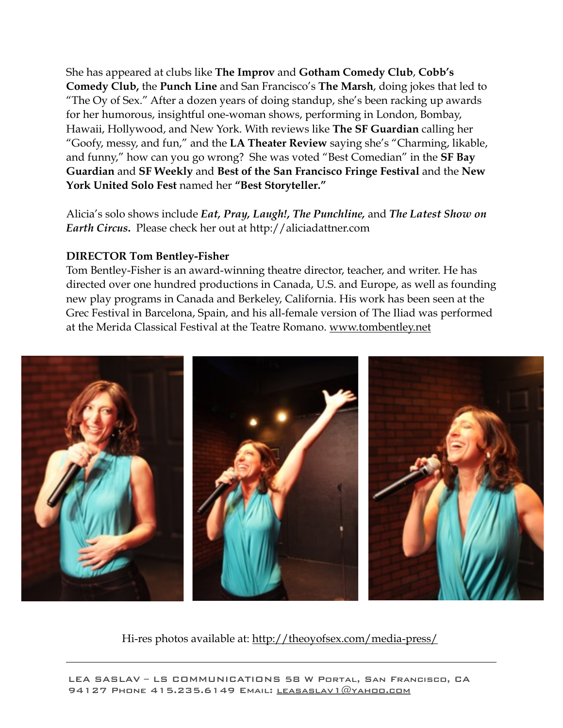She has appeared at clubs like **The Improv** and **Gotham Comedy Club**, **Cobb's Comedy Club,** the **Punch Line** and San Francisco's **The Marsh**, doing jokes that led to "The Oy of Sex." After a dozen years of doing standup, she's been racking up awards for her humorous, insightful one-woman shows, performing in London, Bombay, Hawaii, Hollywood, and New York. With reviews like **The SF Guardian** calling her "Goofy, messy, and fun," and the **LA Theater Review** saying she's "Charming, likable, and funny," how can you go wrong? She was voted "Best Comedian" in the **SF Bay Guardian** and **SF Weekly** and **Best of the San Francisco Fringe Festival** and the **New York United Solo Fest** named her **"Best Storyteller."**

Alicia's solo shows include ***Eat, Pray, Laugh!***, ***The Punchline,*** and ***The Latest Show on Earth Circus*****.** Please check her out at http://aliciadattner.com

**DIRECTOR Tom Bentley-Fisher**

Tom Bentley-Fisher is an award-winning theatre director, teacher, and writer. He has directed over one hundred productions in Canada, U.S. and Europe, as well as founding new play programs in Canada and Berkeley, California. His work has been seen at the Grec Festival in Barcelona, Spain, and his all-female version of The Iliad was performed at the Merida Classical Festival at the Teatre Romano. www.tombentley.net

Hi-res photos available at: http://theoyofsex.com/media-press/

LEA SASLAV – LS COMMUNICATIONS 58 W PORTAL, SAN FRANCISCO, CA 94127 PHONE 415.235.6149 EMAIL: LEASASLAV1@YAHOO.COM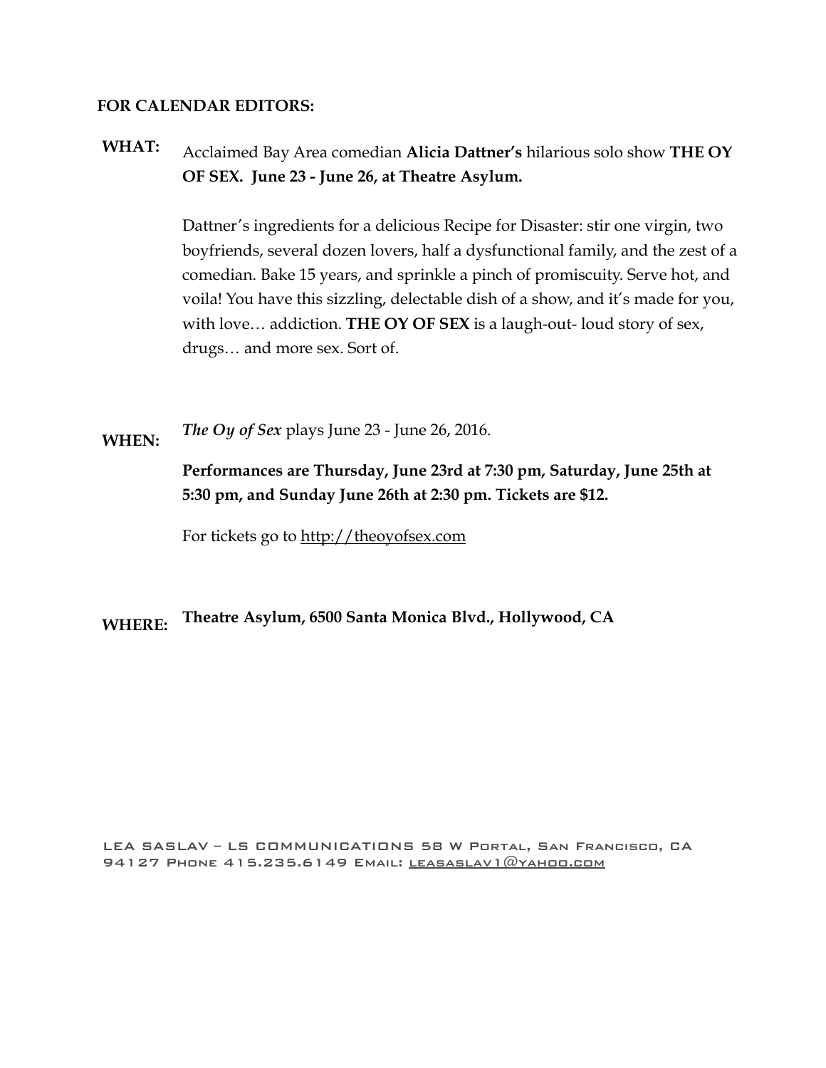**FOR CALENDAR EDITORS:**

**WHAT:** Acclaimed Bay Area comedian **Alicia Dattner's** hilarious solo show **THE OY OF SEX. June 23 - June 26, at Theatre Asylum.**

Dattner's ingredients for a delicious Recipe for Disaster: stir one virgin, two boyfriends, several dozen lovers, half a dysfunctional family, and the zest of a comedian. Bake 15 years, and sprinkle a pinch of promiscuity. Serve hot, and voila! You have this sizzling, delectable dish of a show, and it's made for you, with love… addiction. **THE OY OF SEX** is a laugh-out- loud story of sex, drugs… and more sex. Sort of.

**WHEN:** ***The Oy of Sex*** plays June 23 - June 26, 2016.

**Performances are Thursday, June 23rd at 7:30 pm, Saturday, June 25th at 5:30 pm, and Sunday June 26th at 2:30 pm. Tickets are $12.**

For tickets go to http://theoyofsex.com

**WHERE:** **Theatre Asylum, 6500 Santa Monica Blvd., Hollywood, CA**

LEA SASLAV – LS COMMUNICATIONS 58 W Portal, San Francisco, CA 94127 Phone 415.235.6149 Email: leasaslav1@yahoo.com